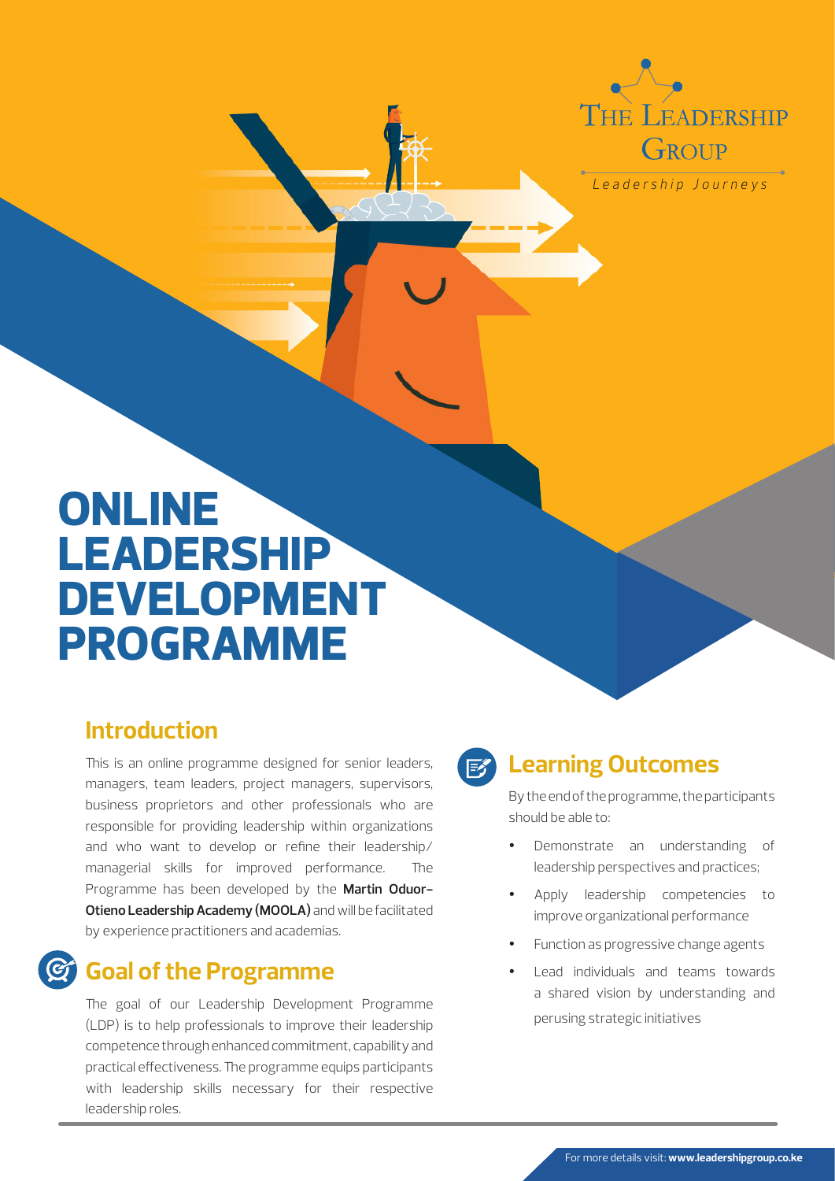The Leadership Group

*Leadership Journeys*

# ONLINE LEADERSHIP DEVELOPMENT PROGRAMME

## Introduction

This is an online programme designed for senior leaders, managers, team leaders, project managers, supervisors, business proprietors and other professionals who are responsible for providing leadership within organizations and who want to develop or refine their leadership/managerial skills for improved performance. The Programme has been developed by the **Martin Oduor-Otieno Leadership Academy (MOOLA)** and will be facilitated by experience practitioners and academias.

## Goal of the Programme

The goal of our Leadership Development Programme (LDP) is to help professionals to improve their leadership competence through enhanced commitment, capability and practical effectiveness. The programme equips participants with leadership skills necessary for their respective leadership roles.

## Learning Outcomes

By the end of the programme, the participants should be able to:

- Demonstrate an understanding of leadership perspectives and practices;
- Apply leadership competencies to improve organizational performance
- Function as progressive change agents
- Lead individuals and teams towards a shared vision by understanding and perusing strategic initiatives

For more details visit: **www.leadershipgroup.co.ke**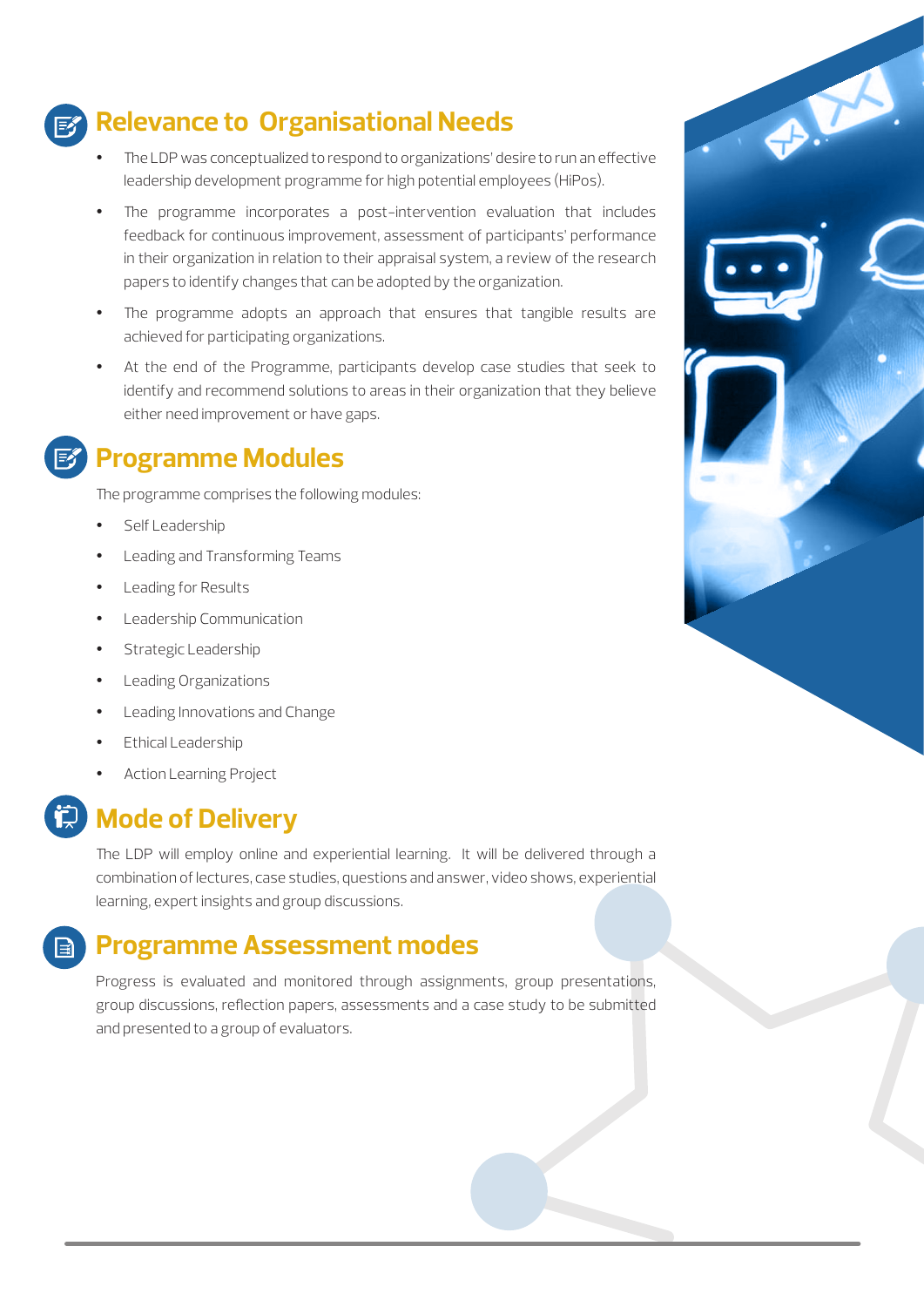## Relevance to Organisational Needs

- The LDP was conceptualized to respond to organizations' desire to run an effective leadership development programme for high potential employees (HiPos).
- The programme incorporates a post-intervention evaluation that includes feedback for continuous improvement, assessment of participants' performance in their organization in relation to their appraisal system, a review of the research papers to identify changes that can be adopted by the organization.
- The programme adopts an approach that ensures that tangible results are achieved for participating organizations.
- At the end of the Programme, participants develop case studies that seek to identify and recommend solutions to areas in their organization that they believe either need improvement or have gaps.

## Programme Modules

The programme comprises the following modules:

- Self Leadership
- Leading and Transforming Teams
- Leading for Results
- Leadership Communication
- Strategic Leadership
- Leading Organizations
- Leading Innovations and Change
- Ethical Leadership
- Action Learning Project

## Mode of Delivery

The LDP will employ online and experiential learning. It will be delivered through a combination of lectures, case studies, questions and answer, video shows, experiential learning, expert insights and group discussions.

## Programme Assessment modes

Progress is evaluated and monitored through assignments, group presentations, group discussions, reflection papers, assessments and a case study to be submitted and presented to a group of evaluators.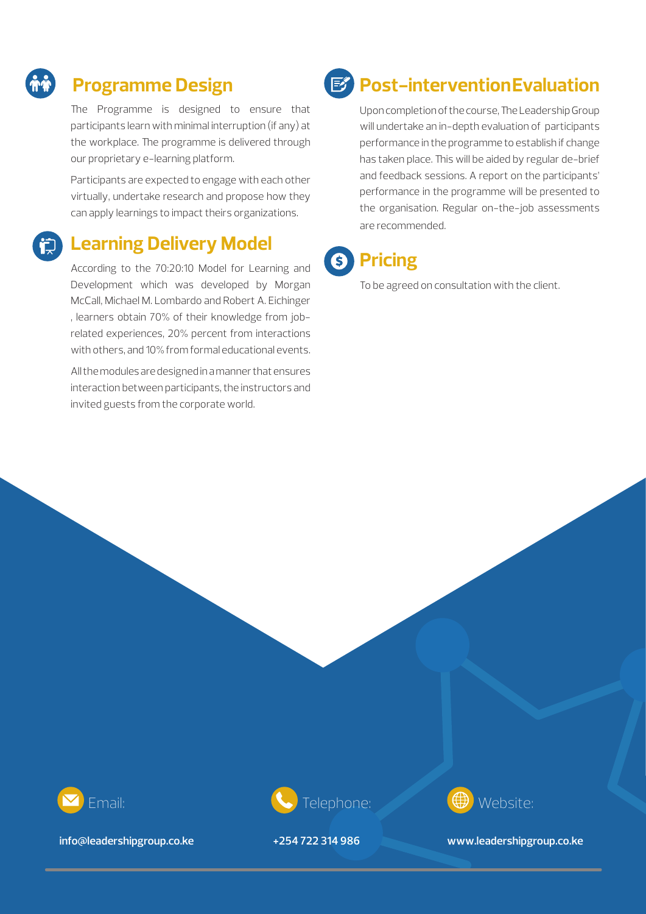## Programme Design

The Programme is designed to ensure that participants learn with minimal interruption (if any) at the workplace. The programme is delivered through our proprietary e-learning platform.

Participants are expected to engage with each other virtually, undertake research and propose how they can apply learnings to impact theirs organizations.

## Learning Delivery Model

According to the 70:20:10 Model for Learning and Development which was developed by Morgan McCall, Michael M. Lombardo and Robert A. Eichinger , learners obtain 70% of their knowledge from job-related experiences, 20% percent from interactions with others, and 10% from formal educational events.

All the modules are designed in a manner that ensures interaction between participants, the instructors and invited guests from the corporate world.

## Post-intervention Evaluation

Upon completion of the course, The Leadership Group will undertake an in-depth evaluation of participants performance in the programme to establish if change has taken place. This will be aided by regular de-brief and feedback sessions. A report on the participants' performance in the programme will be presented to the organisation. Regular on-the-job assessments are recommended.

## Pricing

To be agreed on consultation with the client.

Email: **info@leadershipgroup.co.ke**

Telephone: **+254 722 314 986**

Website: **www.leadershipgroup.co.ke**